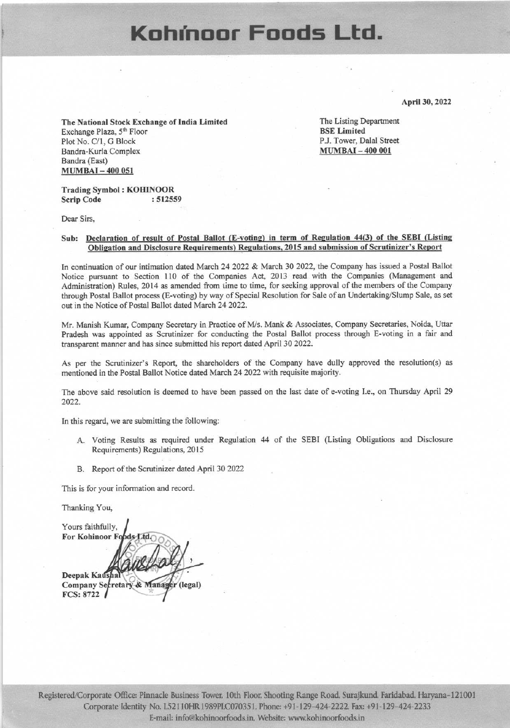# Kohinoor Foods Ltd.

**April 30, 2022**

**The National Stock Exchange of India Limited**
Exchange Plaza, 5th Floor
Plot No. C/1, G Block
Bandra-Kurla Complex
Bandra (East)
**MUMBAI – 400 051**

The Listing Department
**BSE Limited**
P.J. Tower, Dalal Street
**MUMBAI – 400 001**

**Trading Symbol : KOHINOOR**
**Scrip Code : 512559**

Dear Sirs,

**Sub: Declaration of result of Postal Ballot (E-voting) in term of Regulation 44(3) of the SEBI (Listing Obligation and Disclosure Requirements) Regulations, 2015 and submission of Scrutinizer's Report**

In continuation of our intimation dated March 24 2022 & March 30 2022, the Company has issued a Postal Ballot Notice pursuant to Section 110 of the Companies Act, 2013 read with the Companies (Management and Administration) Rules, 2014 as amended from time to time, for seeking approval of the members of the Company through Postal Ballot process (E-voting) by way of Special Resolution for Sale of an Undertaking/Slump Sale, as set out in the Notice of Postal Ballot dated March 24 2022.

Mr. Manish Kumar, Company Secretary in Practice of M/s. Mank & Associates, Company Secretaries, Noida, Uttar Pradesh was appointed as Scrutinizer for conducting the Postal Ballot process through E-voting in a fair and transparent manner and has since submitted his report dated April 30 2022.

As per the Scrutinizer's Report, the shareholders of the Company have dully approved the resolution(s) as mentioned in the Postal Ballot Notice dated March 24 2022 with requisite majority.

The above said resolution is deemed to have been passed on the last date of e-voting I.e., on Thursday April 29 2022.

In this regard, we are submitting the following:

A. Voting Results as required under Regulation 44 of the SEBI (Listing Obligations and Disclosure Requirements) Regulations, 2015

B. Report of the Scrutinizer dated April 30 2022

This is for your information and record.

Thanking You,

Yours faithfully,
**For Kohinoor Foods Ltd.**

**Deepak Kaushal**
**Company Secretary & Manager (legal)**
**FCS: 8722**

Registered/Corporate Office: Pinnacle Business Tower, 10th Floor, Shooting Range Road, Surajkund, Faridabad, Haryana-121001
Corporate Identity No. L52110HR1989PLC070351, Phone: +91-129-424-2222, Fax: +91-129-424-2233
E-mail: info@kohinoorfoods.in, Website: www.kohinoorfoods.in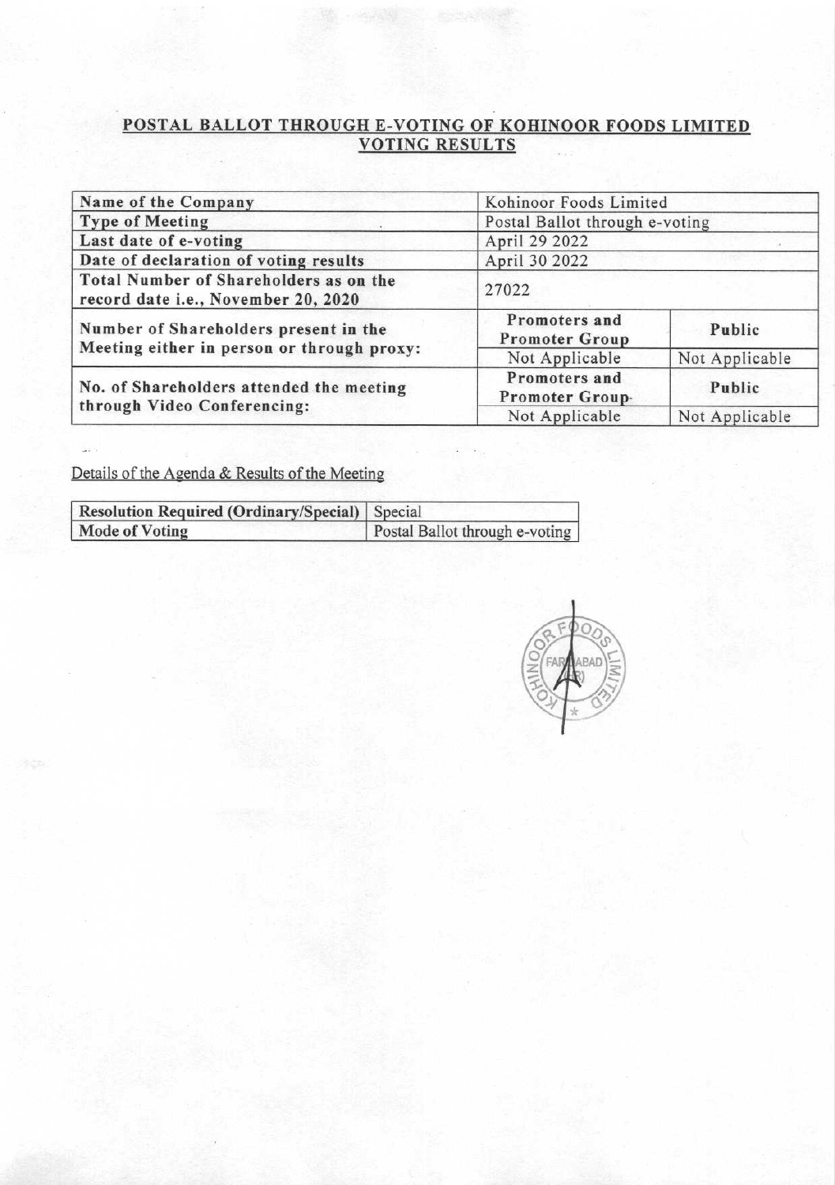## POSTAL BALLOT THROUGH E-VOTING OF KOHINOOR FOODS LIMITED VOTING RESULTS

| Name of the Company | Kohinoor Foods Limited | |
|---|---|---|
| Type of Meeting | Postal Ballot through e-voting | |
| Last date of e-voting | April 29 2022 | |
| Date of declaration of voting results | April 30 2022 | |
| Total Number of Shareholders as on the record date i.e., November 20, 2020 | 27022 | |
| Number of Shareholders present in the Meeting either in person or through proxy: | **Promoters and Promoter Group** | **Public** |
| | Not Applicable | Not Applicable |
| No. of Shareholders attended the meeting through Video Conferencing: | **Promoters and Promoter Group** | **Public** |
| | Not Applicable | Not Applicable |

Details of the Agenda & Results of the Meeting

| Resolution Required (Ordinary/Special) | Special |
|---|---|
| Mode of Voting | Postal Ballot through e-voting |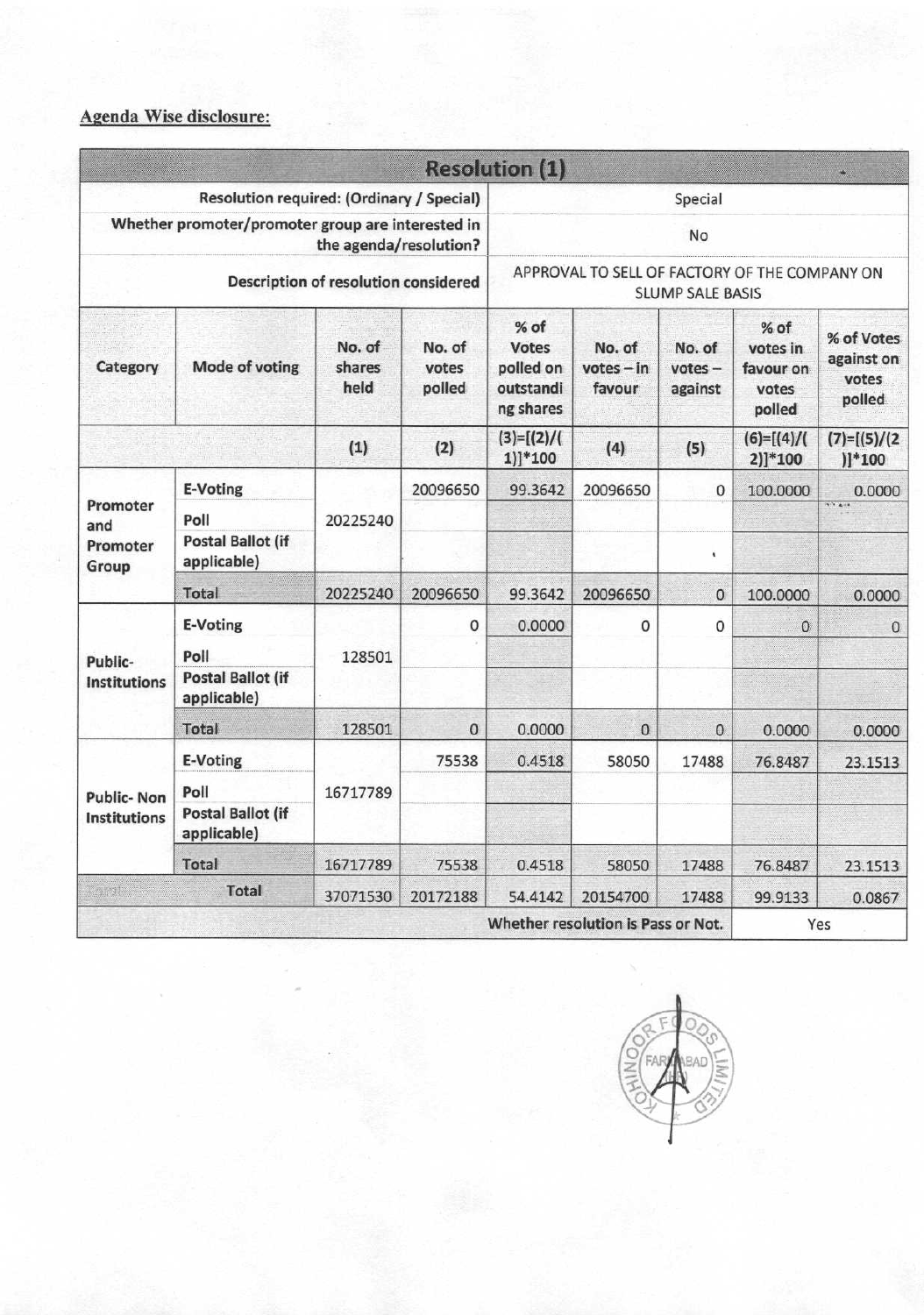**Agenda Wise disclosure:**

| Resolution (1) | | | | | | | | |
|---|---|---|---|---|---|---|---|---|
| Resolution required: (Ordinary / Special) | | | | Special | | | | |
| Whether promoter/promoter group are interested in the agenda/resolution? | | | | No | | | | |
| Description of resolution considered | | | | APPROVAL TO SELL OF FACTORY OF THE COMPANY ON SLUMP SALE BASIS | | | | |
| Category | Mode of voting | No. of shares held | No. of votes polled | % of Votes polled on outstanding shares | No. of votes – in favour | No. of votes – against | % of votes in favour on votes polled | % of Votes against on votes polled |
| | | (1) | (2) | (3)=[(2)/(1)]*100 | (4) | (5) | (6)=[(4)/(2)]*100 | (7)=[(5)/(2)]*100 |
| Promoter and Promoter Group | E-Voting | 20225240 | 20096650 | 99.3642 | 20096650 | 0 | 100.0000 | 0.0000 |
| | Poll | | | | | | | |
| | Postal Ballot (if applicable) | | | | | | | |
| | Total | 20225240 | 20096650 | 99.3642 | 20096650 | 0 | 100.0000 | 0.0000 |
| Public-Institutions | E-Voting | 128501 | 0 | 0.0000 | 0 | 0 | 0 | 0 |
| | Poll | | | | | | | |
| | Postal Ballot (if applicable) | | | | | | | |
| | Total | 128501 | 0 | 0.0000 | 0 | 0 | 0.0000 | 0.0000 |
| Public- Non Institutions | E-Voting | 16717789 | 75538 | 0.4518 | 58050 | 17488 | 76.8487 | 23.1513 |
| | Poll | | | | | | | |
| | Postal Ballot (if applicable) | | | | | | | |
| | Total | 16717789 | 75538 | 0.4518 | 58050 | 17488 | 76.8487 | 23.1513 |
| Total | | 37071530 | 20172188 | 54.4142 | 20154700 | 17488 | 99.9133 | 0.0867 |
| | | | | Whether resolution is Pass or Not. | | | Yes | |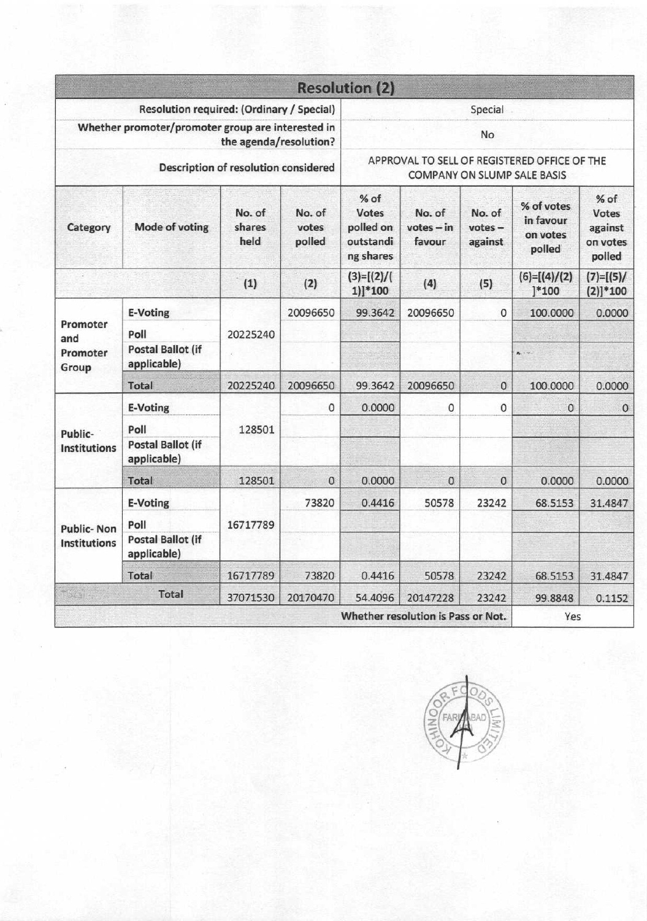| Resolution (2) | | | | | | | | |
|---|---|---|---|---|---|---|---|---|
| Resolution required: (Ordinary / Special) | | | | Special | | | | |
| Whether promoter/promoter group are interested in the agenda/resolution? | | | | No | | | | |
| Description of resolution considered | | | | APPROVAL TO SELL OF REGISTERED OFFICE OF THE COMPANY ON SLUMP SALE BASIS | | | | |
| Category | Mode of voting | No. of shares held | No. of votes polled | % of Votes polled on outstanding shares | No. of votes – in favour | No. of votes – against | % of votes in favour on votes polled | % of Votes against on votes polled |
| | | (1) | (2) | (3)=[(2)/(1)]*100 | (4) | (5) | (6)=[(4)/(2)]*100 | (7)=[(5)/(2)]*100 |
| Promoter and Promoter Group | E-Voting | 20225240 | 20096650 | 99.3642 | 20096650 | 0 | 100.0000 | 0.0000 |
| | Poll | | | | | | | |
| | Postal Ballot (if applicable) | | | | | | | |
| | Total | 20225240 | 20096650 | 99.3642 | 20096650 | 0 | 100.0000 | 0.0000 |
| Public- Institutions | E-Voting | 128501 | 0 | 0.0000 | 0 | 0 | 0 | 0 |
| | Poll | | | | | | | |
| | Postal Ballot (if applicable) | | | | | | | |
| | Total | 128501 | 0 | 0.0000 | 0 | 0 | 0.0000 | 0.0000 |
| Public- Non Institutions | E-Voting | 16717789 | 73820 | 0.4416 | 50578 | 23242 | 68.5153 | 31.4847 |
| | Poll | | | | | | | |
| | Postal Ballot (if applicable) | | | | | | | |
| | Total | 16717789 | 73820 | 0.4416 | 50578 | 23242 | 68.5153 | 31.4847 |
| Total | | 37071530 | 20170470 | 54.4096 | 20147228 | 23242 | 99.8848 | 0.1152 |
| Whether resolution is Pass or Not. | | | | | | | Yes | |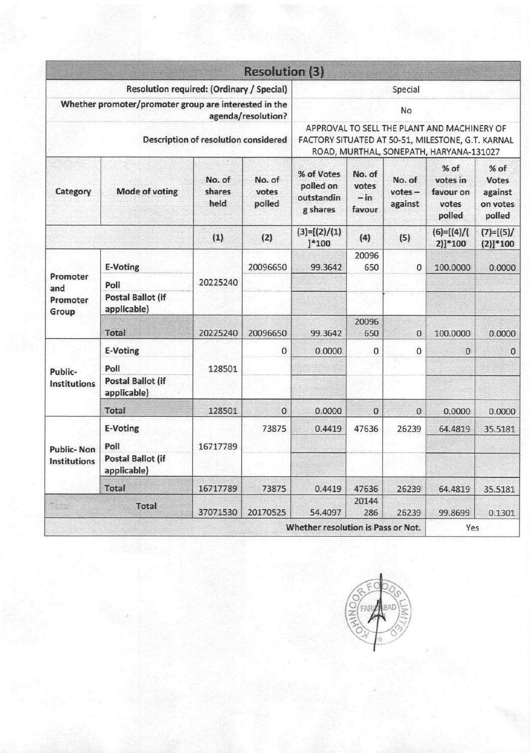| Resolution (3) | | | | | | | | |
|---|---|---|---|---|---|---|---|---|
| Resolution required: (Ordinary / Special) | | | | Special | | | | |
| Whether promoter/promoter group are interested in the agenda/resolution? | | | | No | | | | |
| Description of resolution considered | | | | APPROVAL TO SELL THE PLANT AND MACHINERY OF FACTORY SITUATED AT 50-51, MILESTONE, G.T. KARNAL ROAD, MURTHAL, SONEPATH, HARYANA-131027 | | | | |
| Category | Mode of voting | No. of shares held | No. of votes polled | % of Votes polled on outstanding shares | No. of votes – in favour | No. of votes – against | % of votes in favour on votes polled | % of Votes against on votes polled |
| | | (1) | (2) | (3)=[(2)/(1)]*100 | (4) | (5) | (6)=[(4)/(2)]*100 | (7)=[(5)/(2)]*100 |
| Promoter and Promoter Group | E-Voting | 20225240 | 20096650 | 99.3642 | 20096650 | 0 | 100.0000 | 0.0000 |
| | Poll | | | | | | | |
| | Postal Ballot (if applicable) | | | | | | | |
| | Total | 20225240 | 20096650 | 99.3642 | 20096650 | 0 | 100.0000 | 0.0000 |
| Public-Institutions | E-Voting | 128501 | 0 | 0.0000 | 0 | 0 | 0 | 0 |
| | Poll | | | | | | | |
| | Postal Ballot (if applicable) | | | | | | | |
| | Total | 128501 | 0 | 0.0000 | 0 | 0 | 0.0000 | 0.0000 |
| Public- Non Institutions | E-Voting | 16717789 | 73875 | 0.4419 | 47636 | 26239 | 64.4819 | 35.5181 |
| | Poll | | | | | | | |
| | Postal Ballot (if applicable) | | | | | | | |
| | Total | 16717789 | 73875 | 0.4419 | 47636 | 26239 | 64.4819 | 35.5181 |
| Total | Total | 37071530 | 20170525 | 54.4097 | 20144286 | 26239 | 99.8699 | 0.1301 |
| | | | | Whether resolution is Pass or Not. | | | Yes | |